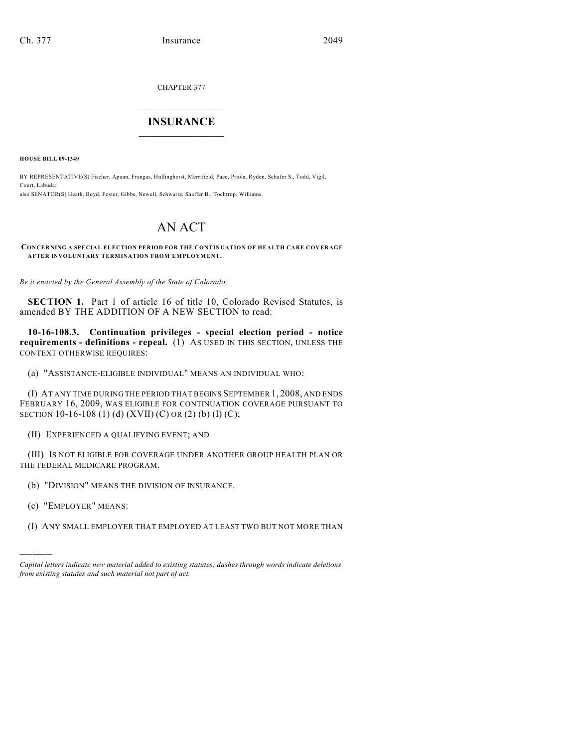CHAPTER 377

# INSURANCE

**HOUSE BILL 09-1349**

BY REPRESENTATIVE(S) Fischer, Apuan, Frangas, Hullinghorst, Merrifield, Pace, Priola, Ryden, Schafer S., Todd, Vigil, Court, Labuda;
also SENATOR(S) Heath, Boyd, Foster, Gibbs, Newell, Schwartz, Shaffer B., Tochtrop, Williams.

# AN ACT

**CONCERNING A SPECIAL ELECTION PERIOD FOR THE CONTINUATION OF HEALTH CARE COVERAGE AFTER INVOLUNTARY TERMINATION FROM EMPLOYMENT.**

*Be it enacted by the General Assembly of the State of Colorado:*

**SECTION 1.** Part 1 of article 16 of title 10, Colorado Revised Statutes, is amended BY THE ADDITION OF A NEW SECTION to read:

**10-16-108.3. Continuation privileges - special election period - notice requirements - definitions - repeal.** (1) AS USED IN THIS SECTION, UNLESS THE CONTEXT OTHERWISE REQUIRES:

(a) "ASSISTANCE-ELIGIBLE INDIVIDUAL" MEANS AN INDIVIDUAL WHO:

(I) AT ANY TIME DURING THE PERIOD THAT BEGINS SEPTEMBER 1, 2008, AND ENDS FEBRUARY 16, 2009, WAS ELIGIBLE FOR CONTINUATION COVERAGE PURSUANT TO SECTION 10-16-108 (1) (d) (XVII) (C) OR (2) (b) (I) (C);

(II) EXPERIENCED A QUALIFYING EVENT; AND

(III) IS NOT ELIGIBLE FOR COVERAGE UNDER ANOTHER GROUP HEALTH PLAN OR THE FEDERAL MEDICARE PROGRAM.

(b) "DIVISION" MEANS THE DIVISION OF INSURANCE.

(c) "EMPLOYER" MEANS:

(I) ANY SMALL EMPLOYER THAT EMPLOYED AT LEAST TWO BUT NOT MORE THAN

---

*Capital letters indicate new material added to existing statutes; dashes through words indicate deletions from existing statutes and such material not part of act.*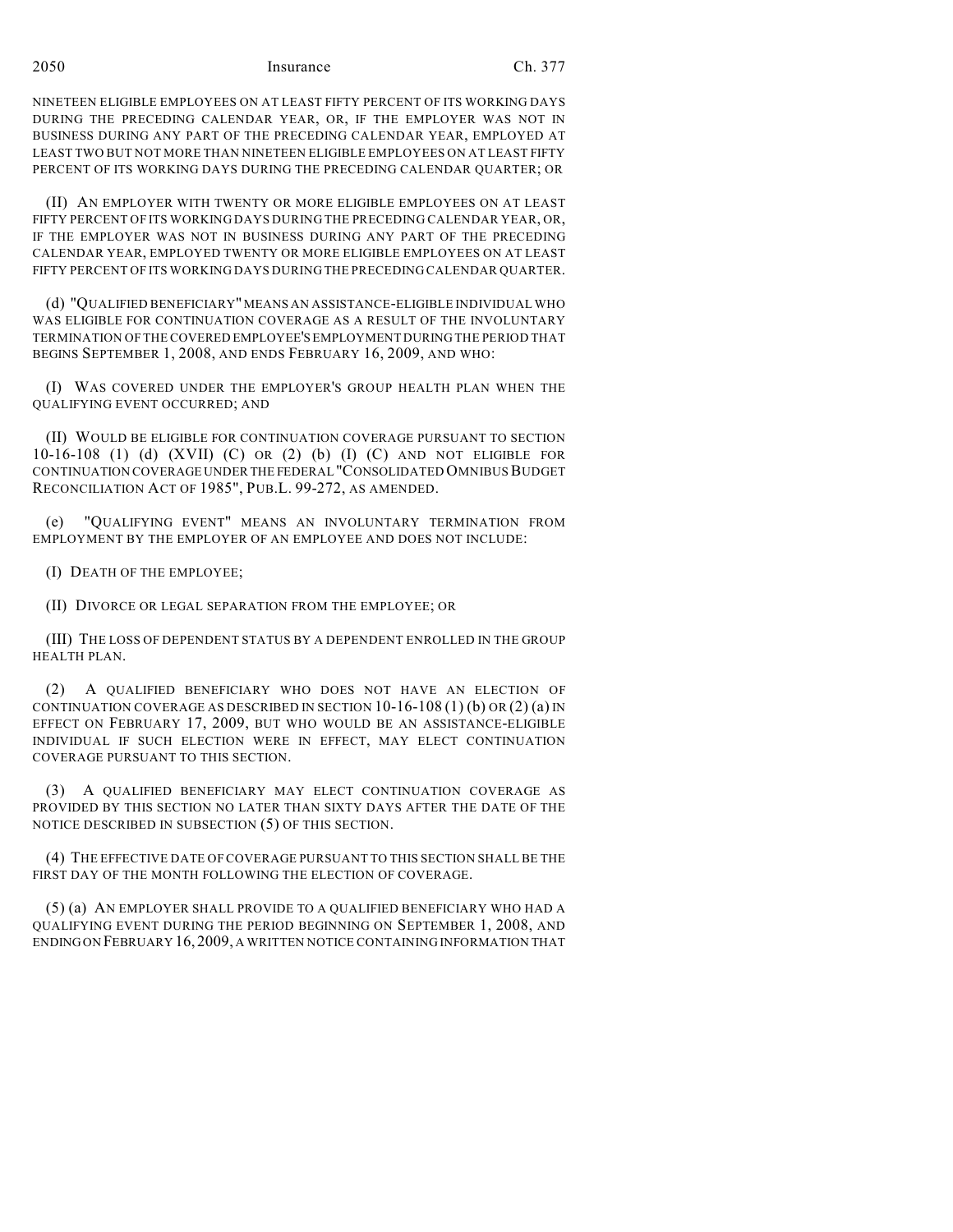NINETEEN ELIGIBLE EMPLOYEES ON AT LEAST FIFTY PERCENT OF ITS WORKING DAYS DURING THE PRECEDING CALENDAR YEAR, OR, IF THE EMPLOYER WAS NOT IN BUSINESS DURING ANY PART OF THE PRECEDING CALENDAR YEAR, EMPLOYED AT LEAST TWO BUT NOT MORE THAN NINETEEN ELIGIBLE EMPLOYEES ON AT LEAST FIFTY PERCENT OF ITS WORKING DAYS DURING THE PRECEDING CALENDAR QUARTER; OR

(II) AN EMPLOYER WITH TWENTY OR MORE ELIGIBLE EMPLOYEES ON AT LEAST FIFTY PERCENT OF ITS WORKING DAYS DURING THE PRECEDING CALENDAR YEAR, OR, IF THE EMPLOYER WAS NOT IN BUSINESS DURING ANY PART OF THE PRECEDING CALENDAR YEAR, EMPLOYED TWENTY OR MORE ELIGIBLE EMPLOYEES ON AT LEAST FIFTY PERCENT OF ITS WORKING DAYS DURING THE PRECEDING CALENDAR QUARTER.

(d) "QUALIFIED BENEFICIARY" MEANS AN ASSISTANCE-ELIGIBLE INDIVIDUAL WHO WAS ELIGIBLE FOR CONTINUATION COVERAGE AS A RESULT OF THE INVOLUNTARY TERMINATION OF THE COVERED EMPLOYEE'S EMPLOYMENT DURING THE PERIOD THAT BEGINS SEPTEMBER 1, 2008, AND ENDS FEBRUARY 16, 2009, AND WHO:

(I) WAS COVERED UNDER THE EMPLOYER'S GROUP HEALTH PLAN WHEN THE QUALIFYING EVENT OCCURRED; AND

(II) WOULD BE ELIGIBLE FOR CONTINUATION COVERAGE PURSUANT TO SECTION 10-16-108 (1) (d) (XVII) (C) OR (2) (b) (I) (C) AND NOT ELIGIBLE FOR CONTINUATION COVERAGE UNDER THE FEDERAL "CONSOLIDATED OMNIBUS BUDGET RECONCILIATION ACT OF 1985", PUB.L. 99-272, AS AMENDED.

(e) "QUALIFYING EVENT" MEANS AN INVOLUNTARY TERMINATION FROM EMPLOYMENT BY THE EMPLOYER OF AN EMPLOYEE AND DOES NOT INCLUDE:

(I) DEATH OF THE EMPLOYEE;

(II) DIVORCE OR LEGAL SEPARATION FROM THE EMPLOYEE; OR

(III) THE LOSS OF DEPENDENT STATUS BY A DEPENDENT ENROLLED IN THE GROUP HEALTH PLAN.

(2) A QUALIFIED BENEFICIARY WHO DOES NOT HAVE AN ELECTION OF CONTINUATION COVERAGE AS DESCRIBED IN SECTION 10-16-108 (1) (b) OR (2) (a) IN EFFECT ON FEBRUARY 17, 2009, BUT WHO WOULD BE AN ASSISTANCE-ELIGIBLE INDIVIDUAL IF SUCH ELECTION WERE IN EFFECT, MAY ELECT CONTINUATION COVERAGE PURSUANT TO THIS SECTION.

(3) A QUALIFIED BENEFICIARY MAY ELECT CONTINUATION COVERAGE AS PROVIDED BY THIS SECTION NO LATER THAN SIXTY DAYS AFTER THE DATE OF THE NOTICE DESCRIBED IN SUBSECTION (5) OF THIS SECTION.

(4) THE EFFECTIVE DATE OF COVERAGE PURSUANT TO THIS SECTION SHALL BE THE FIRST DAY OF THE MONTH FOLLOWING THE ELECTION OF COVERAGE.

(5) (a) AN EMPLOYER SHALL PROVIDE TO A QUALIFIED BENEFICIARY WHO HAD A QUALIFYING EVENT DURING THE PERIOD BEGINNING ON SEPTEMBER 1, 2008, AND ENDING ON FEBRUARY 16, 2009, A WRITTEN NOTICE CONTAINING INFORMATION THAT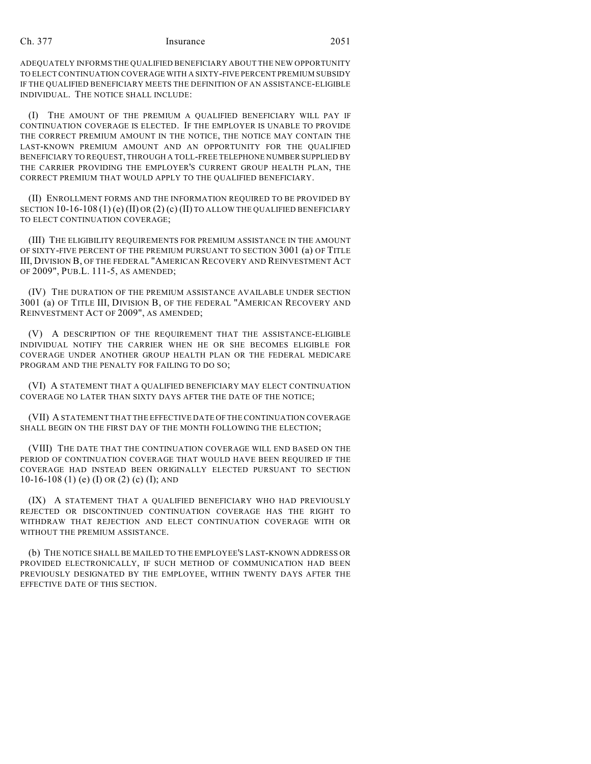ADEQUATELY INFORMS THE QUALIFIED BENEFICIARY ABOUT THE NEW OPPORTUNITY TO ELECT CONTINUATION COVERAGE WITH A SIXTY-FIVE PERCENT PREMIUM SUBSIDY IF THE QUALIFIED BENEFICIARY MEETS THE DEFINITION OF AN ASSISTANCE-ELIGIBLE INDIVIDUAL. THE NOTICE SHALL INCLUDE:

(I) THE AMOUNT OF THE PREMIUM A QUALIFIED BENEFICIARY WILL PAY IF CONTINUATION COVERAGE IS ELECTED. IF THE EMPLOYER IS UNABLE TO PROVIDE THE CORRECT PREMIUM AMOUNT IN THE NOTICE, THE NOTICE MAY CONTAIN THE LAST-KNOWN PREMIUM AMOUNT AND AN OPPORTUNITY FOR THE QUALIFIED BENEFICIARY TO REQUEST, THROUGH A TOLL-FREE TELEPHONE NUMBER SUPPLIED BY THE CARRIER PROVIDING THE EMPLOYER'S CURRENT GROUP HEALTH PLAN, THE CORRECT PREMIUM THAT WOULD APPLY TO THE QUALIFIED BENEFICIARY.

(II) ENROLLMENT FORMS AND THE INFORMATION REQUIRED TO BE PROVIDED BY SECTION 10-16-108 (1) (e) (II) OR (2) (c) (II) TO ALLOW THE QUALIFIED BENEFICIARY TO ELECT CONTINUATION COVERAGE;

(III) THE ELIGIBILITY REQUIREMENTS FOR PREMIUM ASSISTANCE IN THE AMOUNT OF SIXTY-FIVE PERCENT OF THE PREMIUM PURSUANT TO SECTION 3001 (a) OF TITLE III, DIVISION B, OF THE FEDERAL "AMERICAN RECOVERY AND REINVESTMENT ACT OF 2009", PUB.L. 111-5, AS AMENDED;

(IV) THE DURATION OF THE PREMIUM ASSISTANCE AVAILABLE UNDER SECTION 3001 (a) OF TITLE III, DIVISION B, OF THE FEDERAL "AMERICAN RECOVERY AND REINVESTMENT ACT OF 2009", AS AMENDED;

(V) A DESCRIPTION OF THE REQUIREMENT THAT THE ASSISTANCE-ELIGIBLE INDIVIDUAL NOTIFY THE CARRIER WHEN HE OR SHE BECOMES ELIGIBLE FOR COVERAGE UNDER ANOTHER GROUP HEALTH PLAN OR THE FEDERAL MEDICARE PROGRAM AND THE PENALTY FOR FAILING TO DO SO;

(VI) A STATEMENT THAT A QUALIFIED BENEFICIARY MAY ELECT CONTINUATION COVERAGE NO LATER THAN SIXTY DAYS AFTER THE DATE OF THE NOTICE;

(VII) A STATEMENT THAT THE EFFECTIVE DATE OF THE CONTINUATION COVERAGE SHALL BEGIN ON THE FIRST DAY OF THE MONTH FOLLOWING THE ELECTION;

(VIII) THE DATE THAT THE CONTINUATION COVERAGE WILL END BASED ON THE PERIOD OF CONTINUATION COVERAGE THAT WOULD HAVE BEEN REQUIRED IF THE COVERAGE HAD INSTEAD BEEN ORIGINALLY ELECTED PURSUANT TO SECTION 10-16-108 (1) (e) (I) OR (2) (c) (I); AND

(IX) A STATEMENT THAT A QUALIFIED BENEFICIARY WHO HAD PREVIOUSLY REJECTED OR DISCONTINUED CONTINUATION COVERAGE HAS THE RIGHT TO WITHDRAW THAT REJECTION AND ELECT CONTINUATION COVERAGE WITH OR WITHOUT THE PREMIUM ASSISTANCE.

(b) THE NOTICE SHALL BE MAILED TO THE EMPLOYEE'S LAST-KNOWN ADDRESS OR PROVIDED ELECTRONICALLY, IF SUCH METHOD OF COMMUNICATION HAD BEEN PREVIOUSLY DESIGNATED BY THE EMPLOYEE, WITHIN TWENTY DAYS AFTER THE EFFECTIVE DATE OF THIS SECTION.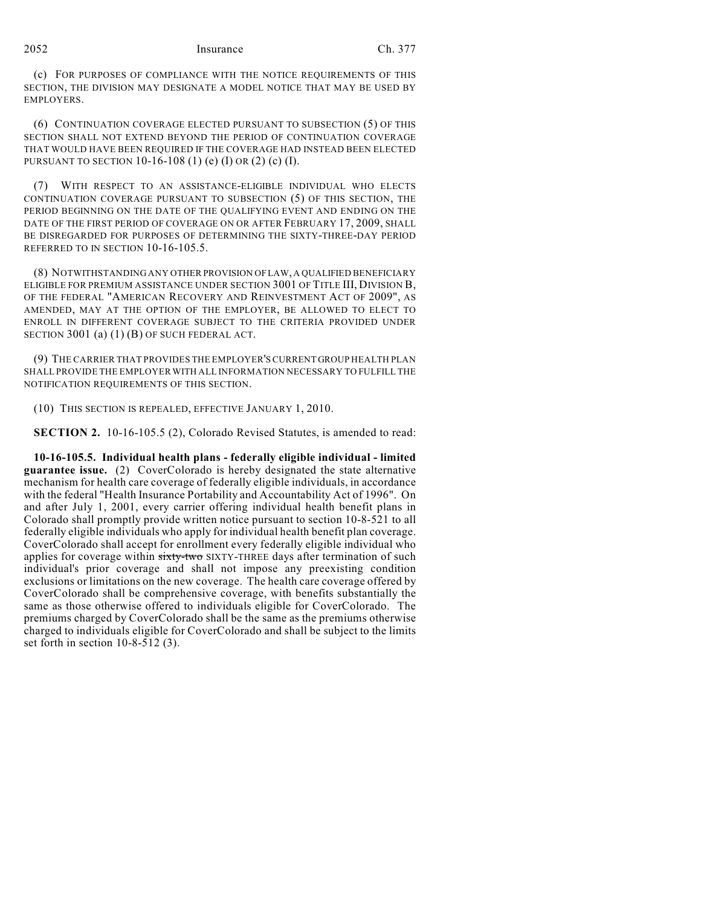(c) FOR PURPOSES OF COMPLIANCE WITH THE NOTICE REQUIREMENTS OF THIS SECTION, THE DIVISION MAY DESIGNATE A MODEL NOTICE THAT MAY BE USED BY EMPLOYERS.

(6) CONTINUATION COVERAGE ELECTED PURSUANT TO SUBSECTION (5) OF THIS SECTION SHALL NOT EXTEND BEYOND THE PERIOD OF CONTINUATION COVERAGE THAT WOULD HAVE BEEN REQUIRED IF THE COVERAGE HAD INSTEAD BEEN ELECTED PURSUANT TO SECTION 10-16-108 (1) (e) (I) OR (2) (c) (I).

(7) WITH RESPECT TO AN ASSISTANCE-ELIGIBLE INDIVIDUAL WHO ELECTS CONTINUATION COVERAGE PURSUANT TO SUBSECTION (5) OF THIS SECTION, THE PERIOD BEGINNING ON THE DATE OF THE QUALIFYING EVENT AND ENDING ON THE DATE OF THE FIRST PERIOD OF COVERAGE ON OR AFTER FEBRUARY 17, 2009, SHALL BE DISREGARDED FOR PURPOSES OF DETERMINING THE SIXTY-THREE-DAY PERIOD REFERRED TO IN SECTION 10-16-105.5.

(8) NOTWITHSTANDING ANY OTHER PROVISION OF LAW, A QUALIFIED BENEFICIARY ELIGIBLE FOR PREMIUM ASSISTANCE UNDER SECTION 3001 OF TITLE III, DIVISION B, OF THE FEDERAL "AMERICAN RECOVERY AND REINVESTMENT ACT OF 2009", AS AMENDED, MAY AT THE OPTION OF THE EMPLOYER, BE ALLOWED TO ELECT TO ENROLL IN DIFFERENT COVERAGE SUBJECT TO THE CRITERIA PROVIDED UNDER SECTION 3001 (a) (1) (B) OF SUCH FEDERAL ACT.

(9) THE CARRIER THAT PROVIDES THE EMPLOYER'S CURRENT GROUP HEALTH PLAN SHALL PROVIDE THE EMPLOYER WITH ALL INFORMATION NECESSARY TO FULFILL THE NOTIFICATION REQUIREMENTS OF THIS SECTION.

(10) THIS SECTION IS REPEALED, EFFECTIVE JANUARY 1, 2010.

**SECTION 2.** 10-16-105.5 (2), Colorado Revised Statutes, is amended to read:

**10-16-105.5. Individual health plans - federally eligible individual - limited guarantee issue.** (2) CoverColorado is hereby designated the state alternative mechanism for health care coverage of federally eligible individuals, in accordance with the federal "Health Insurance Portability and Accountability Act of 1996". On and after July 1, 2001, every carrier offering individual health benefit plans in Colorado shall promptly provide written notice pursuant to section 10-8-521 to all federally eligible individuals who apply for individual health benefit plan coverage. CoverColorado shall accept for enrollment every federally eligible individual who applies for coverage within ~~sixty-two~~ SIXTY-THREE days after termination of such individual's prior coverage and shall not impose any preexisting condition exclusions or limitations on the new coverage. The health care coverage offered by CoverColorado shall be comprehensive coverage, with benefits substantially the same as those otherwise offered to individuals eligible for CoverColorado. The premiums charged by CoverColorado shall be the same as the premiums otherwise charged to individuals eligible for CoverColorado and shall be subject to the limits set forth in section 10-8-512 (3).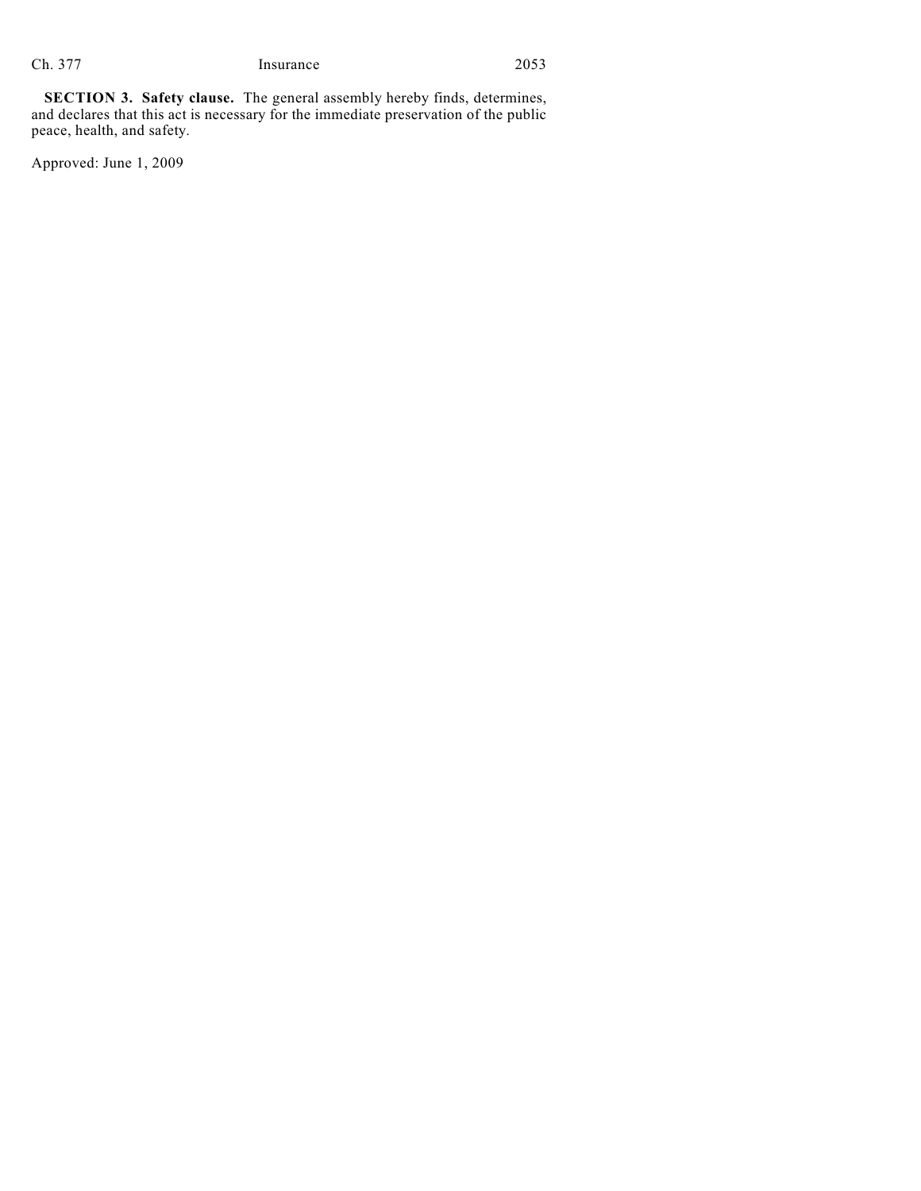**SECTION 3. Safety clause.** The general assembly hereby finds, determines, and declares that this act is necessary for the immediate preservation of the public peace, health, and safety.

Approved: June 1, 2009